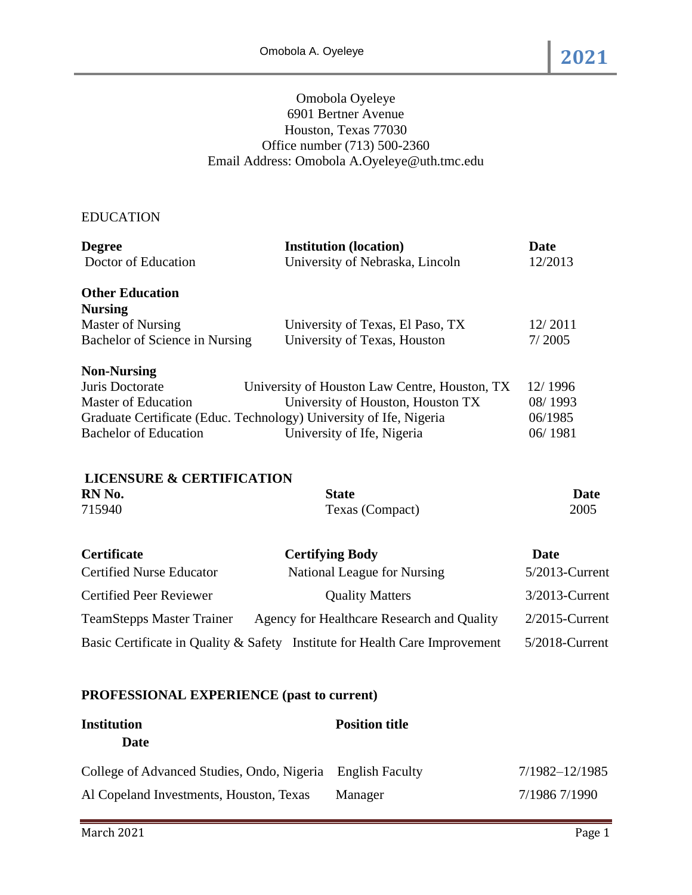Omobola Oyeleye
6901 Bertner Avenue
Houston, Texas 77030
Office number (713) 500-2360
Email Address: Omobola A.Oyeleye@uth.tmc.edu

## EDUCATION

| Degree | Institution (location) | Date |
|---|---|---|
| Doctor of Education | University of Nebraska, Lincoln | 12/2013 |

**Other Education**

**Nursing**

| | | |
|---|---|---|
| Master of Nursing | University of Texas, El Paso, TX | 12/ 2011 |
| Bachelor of Science in Nursing | University of Texas, Houston | 7/ 2005 |

**Non-Nursing**

| | | |
|---|---|---|
| Juris Doctorate | University of Houston Law Centre, Houston, TX | 12/ 1996 |
| Master of Education | University of Houston, Houston TX | 08/ 1993 |
| Graduate Certificate (Educ. Technology) | University of Ife, Nigeria | 06/1985 |
| Bachelor of Education | University of Ife, Nigeria | 06/ 1981 |

## LICENSURE & CERTIFICATION

| RN No. | State | Date |
|---|---|---|
| 715940 | Texas (Compact) | 2005 |

| Certificate | Certifying Body | Date |
|---|---|---|
| Certified Nurse Educator | National League for Nursing | 5/2013-Current |
| Certified Peer Reviewer | Quality Matters | 3/2013-Current |
| TeamStepps Master Trainer | Agency for Healthcare Research and Quality | 2/2015-Current |
| Basic Certificate in Quality & Safety | Institute for Health Care Improvement | 5/2018-Current |

## PROFESSIONAL EXPERIENCE (past to current)

| Institution | Position title | Date |
|---|---|---|
| College of Advanced Studies, Ondo, Nigeria | English Faculty | 7/1982–12/1985 |
| Al Copeland Investments, Houston, Texas | Manager | 7/1986 7/1990 |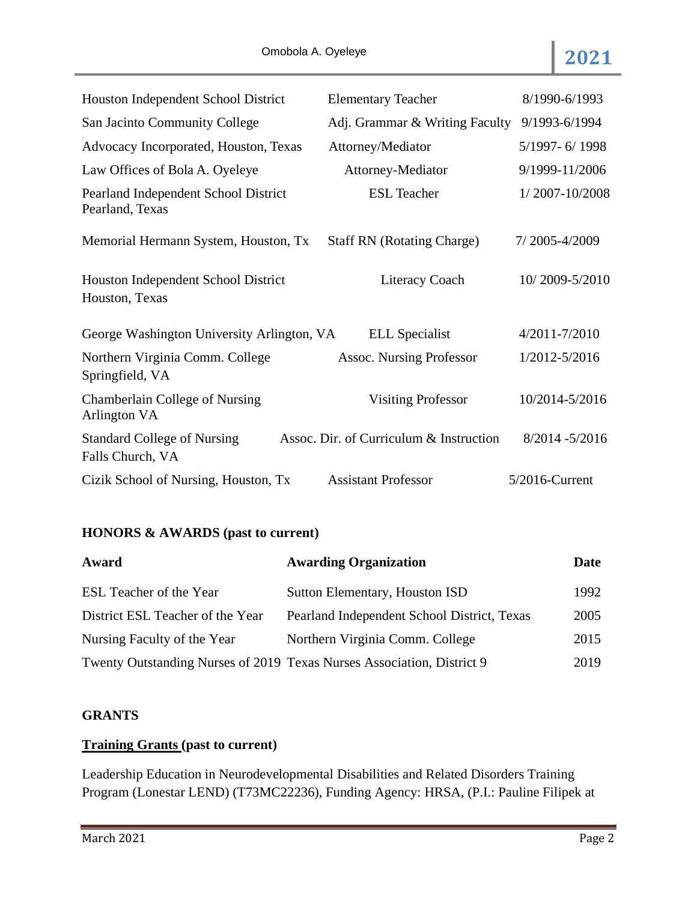| | | |
|---|---|---|
| Houston Independent School District | Elementary Teacher | 8/1990-6/1993 |
| San Jacinto Community College | Adj. Grammar & Writing Faculty | 9/1993-6/1994 |
| Advocacy Incorporated, Houston, Texas | Attorney/Mediator | 5/1997- 6/ 1998 |
| Law Offices of Bola A. Oyeleye | Attorney-Mediator | 9/1999-11/2006 |
| Pearland Independent School District Pearland, Texas | ESL Teacher | 1/ 2007-10/2008 |
| Memorial Hermann System, Houston, Tx | Staff RN (Rotating Charge) | 7/ 2005-4/2009 |
| Houston Independent School District Houston, Texas | Literacy Coach | 10/ 2009-5/2010 |
| George Washington University Arlington, VA | ELL Specialist | 4/2011-7/2010 |
| Northern Virginia Comm. College Springfield, VA | Assoc. Nursing Professor | 1/2012-5/2016 |
| Chamberlain College of Nursing Arlington VA | Visiting Professor | 10/2014-5/2016 |
| Standard College of Nursing Falls Church, VA | Assoc. Dir. of Curriculum & Instruction | 8/2014 -5/2016 |
| Cizik School of Nursing, Houston, Tx | Assistant Professor | 5/2016-Current |

**HONORS & AWARDS (past to current)**

| Award | Awarding Organization | Date |
|---|---|---|
| ESL Teacher of the Year | Sutton Elementary, Houston ISD | 1992 |
| District ESL Teacher of the Year | Pearland Independent School District, Texas | 2005 |
| Nursing Faculty of the Year | Northern Virginia Comm. College | 2015 |
| Twenty Outstanding Nurses of 2019 | Texas Nurses Association, District 9 | 2019 |

**GRANTS**

**Training Grants (past to current)**

Leadership Education in Neurodevelopmental Disabilities and Related Disorders Training Program (Lonestar LEND) (T73MC22236), Funding Agency: HRSA, (P.I.: Pauline Filipek at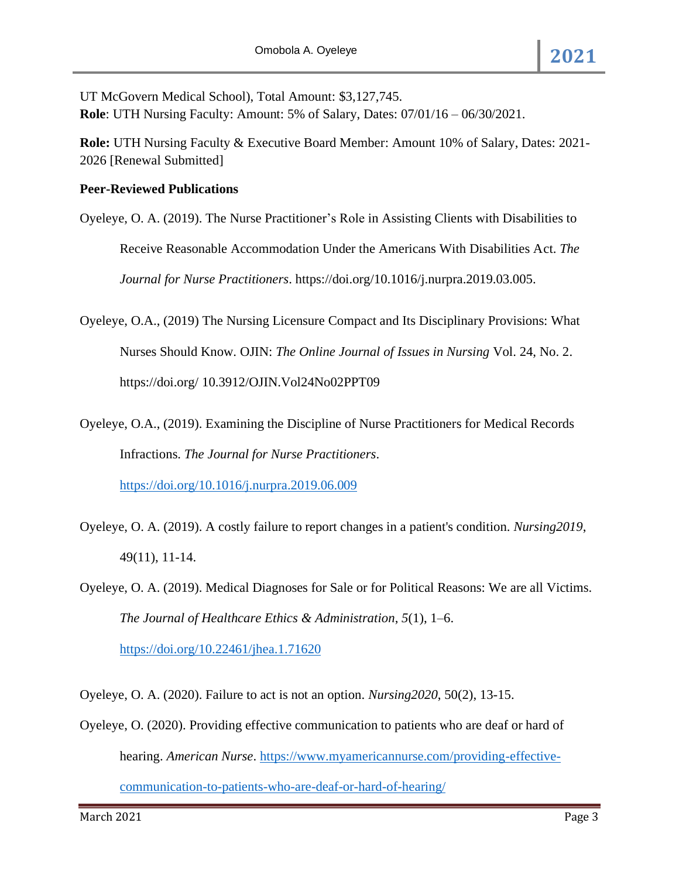UT McGovern Medical School), Total Amount: $3,127,745.
**Role**: UTH Nursing Faculty: Amount: 5% of Salary, Dates: 07/01/16 – 06/30/2021.

**Role:** UTH Nursing Faculty & Executive Board Member: Amount 10% of Salary, Dates: 2021-2026 [Renewal Submitted]

**Peer-Reviewed Publications**

Oyeleye, O. A. (2019). The Nurse Practitioner's Role in Assisting Clients with Disabilities to Receive Reasonable Accommodation Under the Americans With Disabilities Act. *The Journal for Nurse Practitioners*. https://doi.org/10.1016/j.nurpra.2019.03.005.

Oyeleye, O.A., (2019) The Nursing Licensure Compact and Its Disciplinary Provisions: What Nurses Should Know. OJIN: *The Online Journal of Issues in Nursing* Vol. 24, No. 2. https://doi.org/ 10.3912/OJIN.Vol24No02PPT09

Oyeleye, O.A., (2019). Examining the Discipline of Nurse Practitioners for Medical Records Infractions. *The Journal for Nurse Practitioners*. https://doi.org/10.1016/j.nurpra.2019.06.009

Oyeleye, O. A. (2019). A costly failure to report changes in a patient's condition. *Nursing2019*, 49(11), 11-14.

Oyeleye, O. A. (2019). Medical Diagnoses for Sale or for Political Reasons: We are all Victims. *The Journal of Healthcare Ethics & Administration*, *5*(1), 1–6. https://doi.org/10.22461/jhea.1.71620

Oyeleye, O. A. (2020). Failure to act is not an option. *Nursing2020*, 50(2), 13-15.

Oyeleye, O. (2020). Providing effective communication to patients who are deaf or hard of hearing. *American Nurse*. https://www.myamericannurse.com/providing-effective-communication-to-patients-who-are-deaf-or-hard-of-hearing/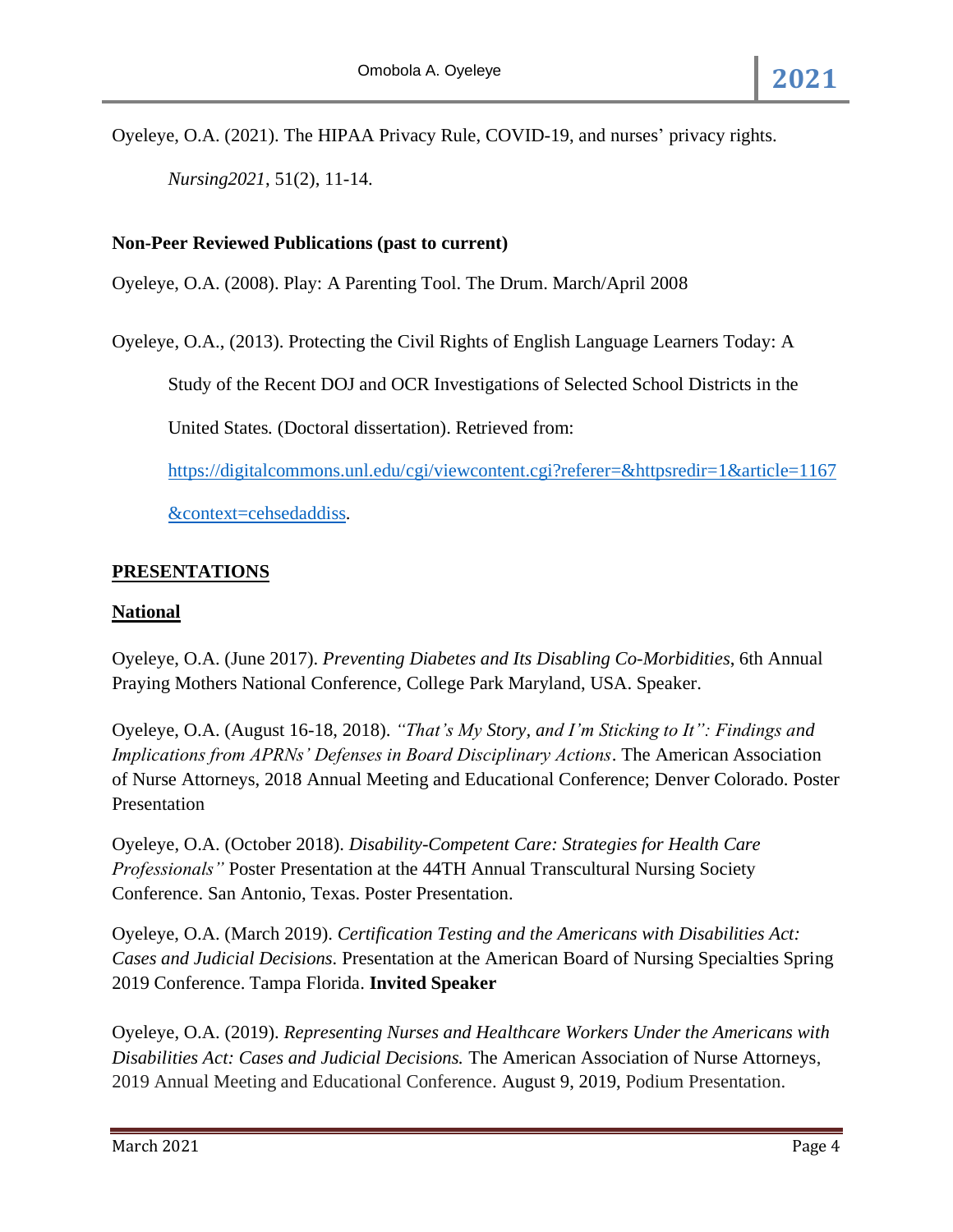Oyeleye, O.A. (2021). The HIPAA Privacy Rule, COVID-19, and nurses' privacy rights. *Nursing2021*, 51(2), 11-14.

**Non-Peer Reviewed Publications (past to current)**

Oyeleye, O.A. (2008). Play: A Parenting Tool. The Drum. March/April 2008

Oyeleye, O.A., (2013). Protecting the Civil Rights of English Language Learners Today: A Study of the Recent DOJ and OCR Investigations of Selected School Districts in the United States. (Doctoral dissertation). Retrieved from: [https://digitalcommons.unl.edu/cgi/viewcontent.cgi?referer=&httpsredir=1&article=1167&context=cehsedaddiss](https://digitalcommons.unl.edu/cgi/viewcontent.cgi?referer=&httpsredir=1&article=1167&context=cehsedaddiss).

## PRESENTATIONS

### National

Oyeleye, O.A. (June 2017). *Preventing Diabetes and Its Disabling Co-Morbidities*, 6th Annual Praying Mothers National Conference, College Park Maryland, USA. Speaker.

Oyeleye, O.A. (August 16-18, 2018). *"That's My Story, and I'm Sticking to It": Findings and Implications from APRNs' Defenses in Board Disciplinary Actions*. The American Association of Nurse Attorneys, 2018 Annual Meeting and Educational Conference; Denver Colorado. Poster Presentation

Oyeleye, O.A. (October 2018). *Disability-Competent Care: Strategies for Health Care Professionals"* Poster Presentation at the 44TH Annual Transcultural Nursing Society Conference. San Antonio, Texas. Poster Presentation.

Oyeleye, O.A. (March 2019). *Certification Testing and the Americans with Disabilities Act: Cases and Judicial Decisions*. Presentation at the American Board of Nursing Specialties Spring 2019 Conference. Tampa Florida. **Invited Speaker**

Oyeleye, O.A. (2019). *Representing Nurses and Healthcare Workers Under the Americans with Disabilities Act: Cases and Judicial Decisions.* The American Association of Nurse Attorneys, 2019 Annual Meeting and Educational Conference. August 9, 2019, Podium Presentation.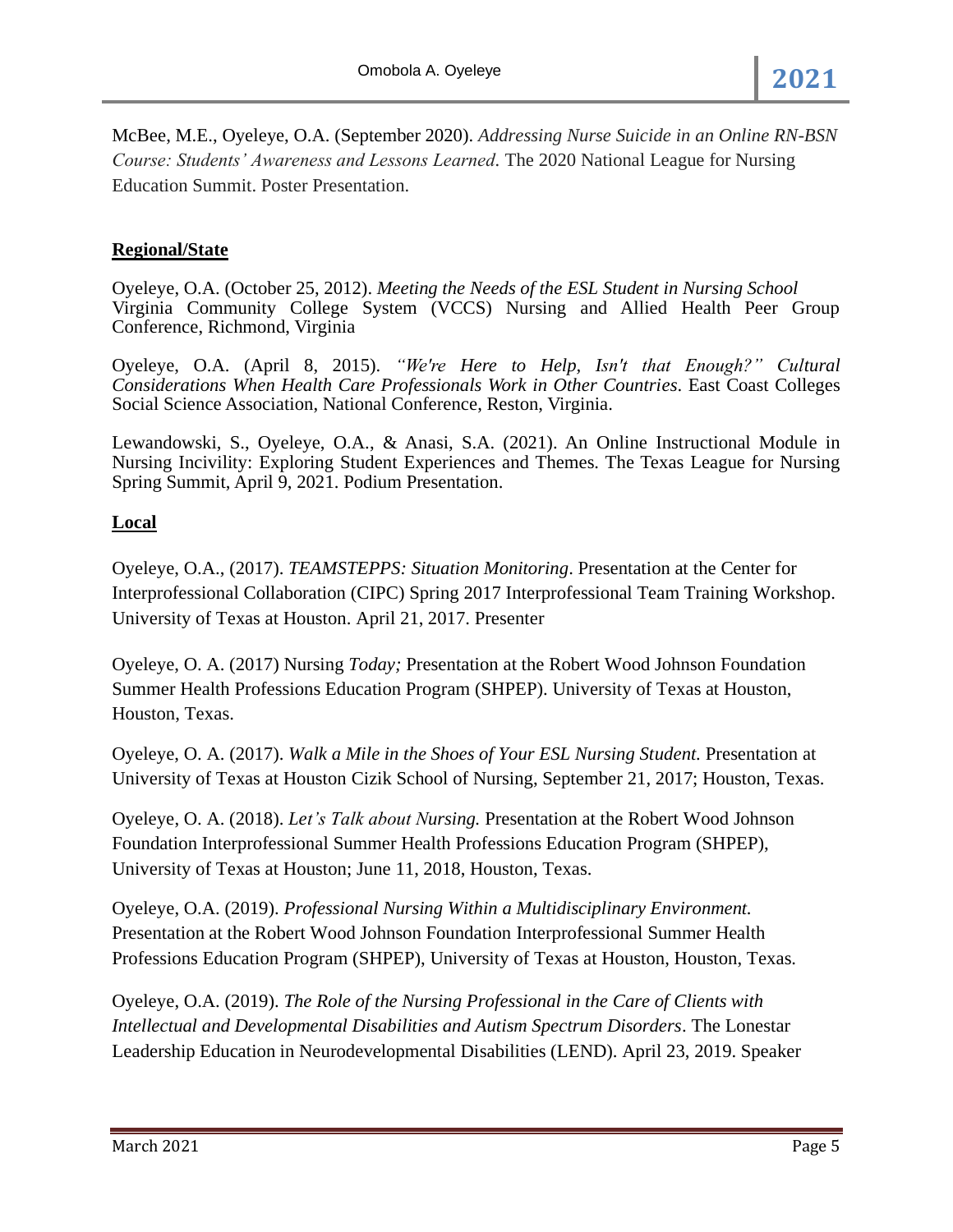McBee, M.E., Oyeleye, O.A. (September 2020). *Addressing Nurse Suicide in an Online RN-BSN Course: Students' Awareness and Lessons Learned.* The 2020 National League for Nursing Education Summit. Poster Presentation.

**Regional/State**

Oyeleye, O.A. (October 25, 2012). *Meeting the Needs of the ESL Student in Nursing School* Virginia Community College System (VCCS) Nursing and Allied Health Peer Group Conference, Richmond, Virginia

Oyeleye, O.A. (April 8, 2015). *"We're Here to Help, Isn't that Enough?" Cultural Considerations When Health Care Professionals Work in Other Countries*. East Coast Colleges Social Science Association, National Conference, Reston, Virginia.

Lewandowski, S., Oyeleye, O.A., & Anasi, S.A. (2021). An Online Instructional Module in Nursing Incivility: Exploring Student Experiences and Themes. The Texas League for Nursing Spring Summit, April 9, 2021. Podium Presentation.

**Local**

Oyeleye, O.A., (2017). *TEAMSTEPPS: Situation Monitoring*. Presentation at the Center for Interprofessional Collaboration (CIPC) Spring 2017 Interprofessional Team Training Workshop. University of Texas at Houston. April 21, 2017. Presenter

Oyeleye, O. A. (2017) Nursing *Today;* Presentation at the Robert Wood Johnson Foundation Summer Health Professions Education Program (SHPEP). University of Texas at Houston, Houston, Texas.

Oyeleye, O. A. (2017). *Walk a Mile in the Shoes of Your ESL Nursing Student.* Presentation at University of Texas at Houston Cizik School of Nursing, September 21, 2017; Houston, Texas.

Oyeleye, O. A. (2018). *Let's Talk about Nursing.* Presentation at the Robert Wood Johnson Foundation Interprofessional Summer Health Professions Education Program (SHPEP), University of Texas at Houston; June 11, 2018, Houston, Texas.

Oyeleye, O.A. (2019). *Professional Nursing Within a Multidisciplinary Environment.* Presentation at the Robert Wood Johnson Foundation Interprofessional Summer Health Professions Education Program (SHPEP), University of Texas at Houston, Houston, Texas.

Oyeleye, O.A. (2019). *The Role of the Nursing Professional in the Care of Clients with Intellectual and Developmental Disabilities and Autism Spectrum Disorders*. The Lonestar Leadership Education in Neurodevelopmental Disabilities (LEND). April 23, 2019. Speaker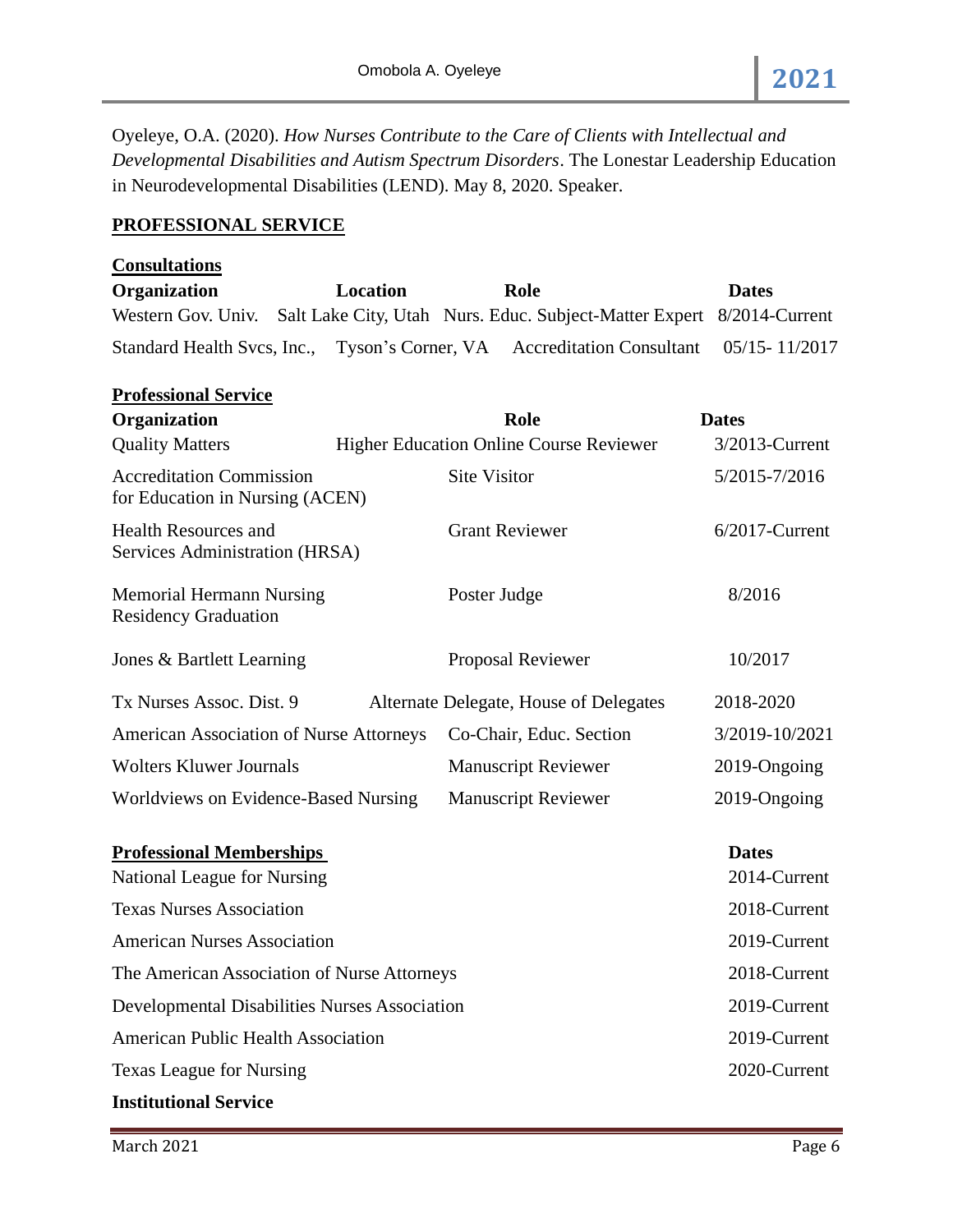Oyeleye, O.A. (2020). *How Nurses Contribute to the Care of Clients with Intellectual and Developmental Disabilities and Autism Spectrum Disorders*. The Lonestar Leadership Education in Neurodevelopmental Disabilities (LEND). May 8, 2020. Speaker.

## PROFESSIONAL SERVICE

### Consultations

| Organization | Location | Role | Dates |
|---|---|---|---|
| Western Gov. Univ. | Salt Lake City, Utah | Nurs. Educ. Subject-Matter Expert | 8/2014-Current |
| Standard Health Svcs, Inc., | Tyson's Corner, VA | Accreditation Consultant | 05/15- 11/2017 |

### Professional Service

| Organization | Role | Dates |
|---|---|---|
| Quality Matters | Higher Education Online Course Reviewer | 3/2013-Current |
| Accreditation Commission for Education in Nursing (ACEN) | Site Visitor | 5/2015-7/2016 |
| Health Resources and Services Administration (HRSA) | Grant Reviewer | 6/2017-Current |
| Memorial Hermann Nursing Residency Graduation | Poster Judge | 8/2016 |
| Jones & Bartlett Learning | Proposal Reviewer | 10/2017 |
| Tx Nurses Assoc. Dist. 9 | Alternate Delegate, House of Delegates | 2018-2020 |
| American Association of Nurse Attorneys | Co-Chair, Educ. Section | 3/2019-10/2021 |
| Wolters Kluwer Journals | Manuscript Reviewer | 2019-Ongoing |
| Worldviews on Evidence-Based Nursing | Manuscript Reviewer | 2019-Ongoing |

### Professional Memberships

| Organization | Dates |
|---|---|
| National League for Nursing | 2014-Current |
| Texas Nurses Association | 2018-Current |
| American Nurses Association | 2019-Current |
| The American Association of Nurse Attorneys | 2018-Current |
| Developmental Disabilities Nurses Association | 2019-Current |
| American Public Health Association | 2019-Current |
| Texas League for Nursing | 2020-Current |

**Institutional Service**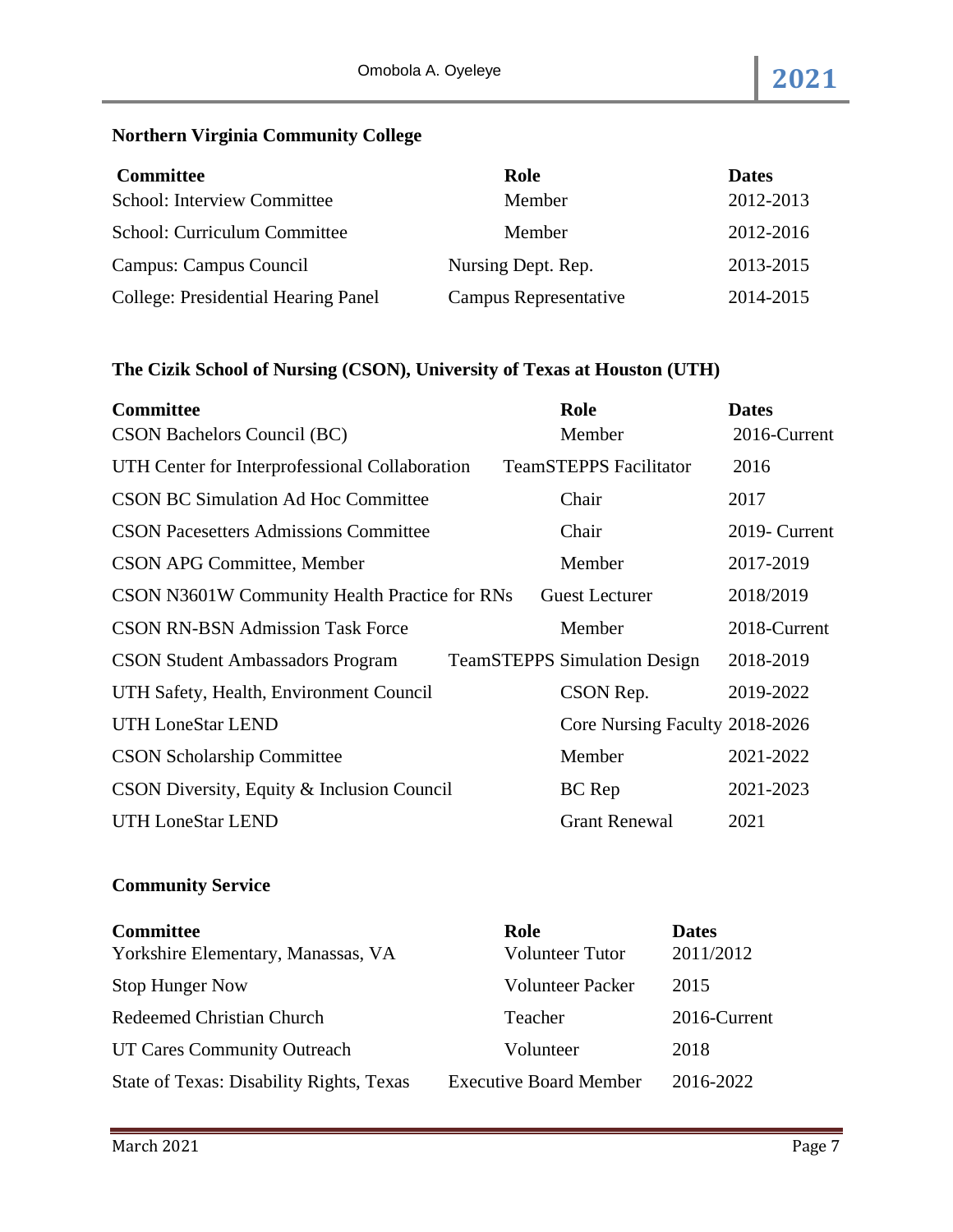### Northern Virginia Community College

| Committee | Role | Dates |
|---|---|---|
| School: Interview Committee | Member | 2012-2013 |
| School: Curriculum Committee | Member | 2012-2016 |
| Campus: Campus Council | Nursing Dept. Rep. | 2013-2015 |
| College: Presidential Hearing Panel | Campus Representative | 2014-2015 |

### The Cizik School of Nursing (CSON), University of Texas at Houston (UTH)

| Committee | Role | Dates |
|---|---|---|
| CSON Bachelors Council (BC) | Member | 2016-Current |
| UTH Center for Interprofessional Collaboration | TeamSTEPPS Facilitator | 2016 |
| CSON BC Simulation Ad Hoc Committee | Chair | 2017 |
| CSON Pacesetters Admissions Committee | Chair | 2019- Current |
| CSON APG Committee, Member | Member | 2017-2019 |
| CSON N3601W Community Health Practice for RNs | Guest Lecturer | 2018/2019 |
| CSON RN-BSN Admission Task Force | Member | 2018-Current |
| CSON Student Ambassadors Program | TeamSTEPPS Simulation Design | 2018-2019 |
| UTH Safety, Health, Environment Council | CSON Rep. | 2019-2022 |
| UTH LoneStar LEND | Core Nursing Faculty | 2018-2026 |
| CSON Scholarship Committee | Member | 2021-2022 |
| CSON Diversity, Equity & Inclusion Council | BC Rep | 2021-2023 |
| UTH LoneStar LEND | Grant Renewal | 2021 |

### Community Service

| Committee | Role | Dates |
|---|---|---|
| Yorkshire Elementary, Manassas, VA | Volunteer Tutor | 2011/2012 |
| Stop Hunger Now | Volunteer Packer | 2015 |
| Redeemed Christian Church | Teacher | 2016-Current |
| UT Cares Community Outreach | Volunteer | 2018 |
| State of Texas: Disability Rights, Texas | Executive Board Member | 2016-2022 |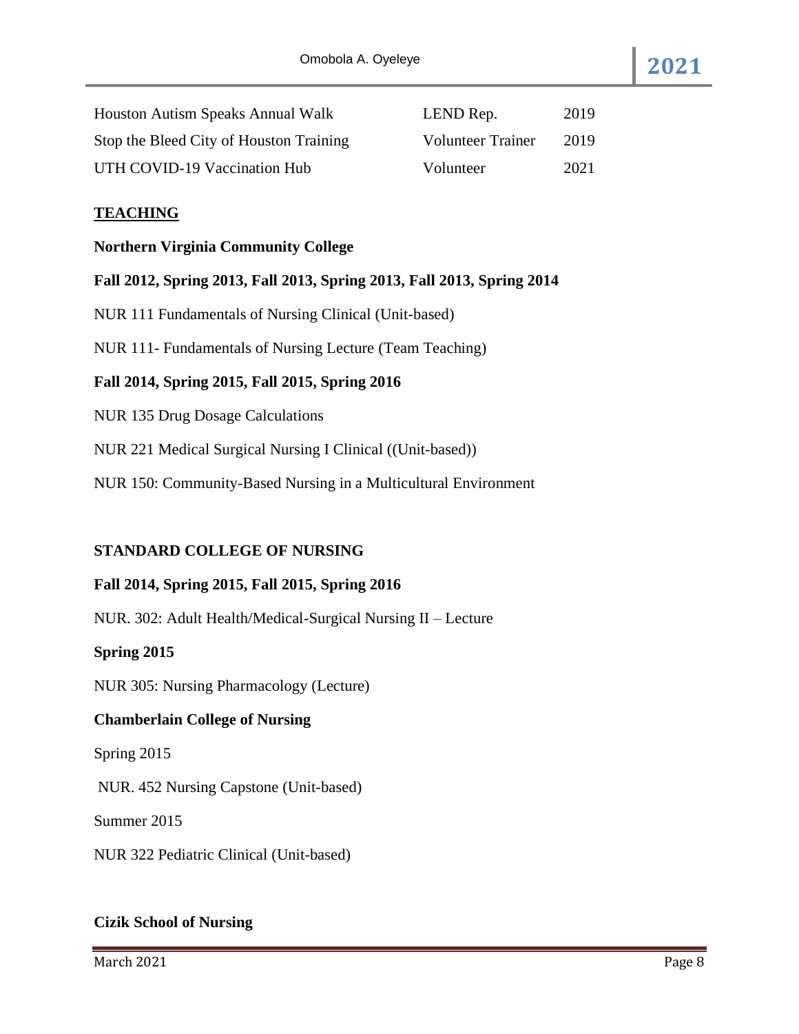| | | |
|---|---|---|
| Houston Autism Speaks Annual Walk | LEND Rep. | 2019 |
| Stop the Bleed City of Houston Training | Volunteer Trainer | 2019 |
| UTH COVID-19 Vaccination Hub | Volunteer | 2021 |

## TEACHING

**Northern Virginia Community College**

**Fall 2012, Spring 2013, Fall 2013, Spring 2013, Fall 2013, Spring 2014**

NUR 111 Fundamentals of Nursing Clinical (Unit-based)

NUR 111- Fundamentals of Nursing Lecture (Team Teaching)

**Fall 2014, Spring 2015, Fall 2015, Spring 2016**

NUR 135 Drug Dosage Calculations

NUR 221 Medical Surgical Nursing I Clinical ((Unit-based))

NUR 150: Community-Based Nursing in a Multicultural Environment

**STANDARD COLLEGE OF NURSING**

**Fall 2014, Spring 2015, Fall 2015, Spring 2016**

NUR. 302: Adult Health/Medical-Surgical Nursing II – Lecture

**Spring 2015**

NUR 305: Nursing Pharmacology (Lecture)

**Chamberlain College of Nursing**

Spring 2015

NUR. 452 Nursing Capstone (Unit-based)

Summer 2015

NUR 322 Pediatric Clinical (Unit-based)

**Cizik School of Nursing**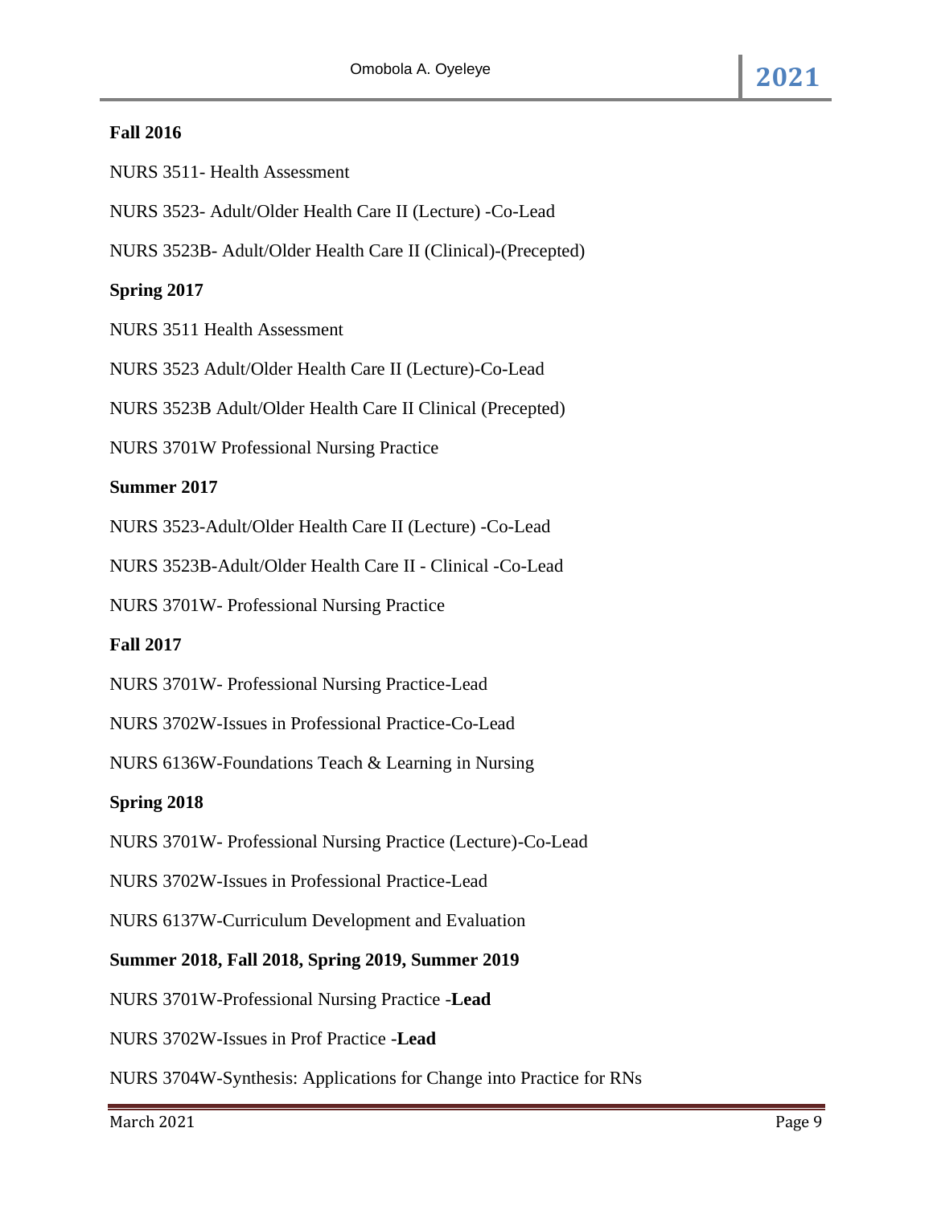**Fall 2016**

NURS 3511- Health Assessment

NURS 3523- Adult/Older Health Care II (Lecture) -Co-Lead

NURS 3523B- Adult/Older Health Care II (Clinical)-(Precepted)

**Spring 2017**

NURS 3511 Health Assessment

NURS 3523 Adult/Older Health Care II (Lecture)-Co-Lead

NURS 3523B Adult/Older Health Care II Clinical (Precepted)

NURS 3701W Professional Nursing Practice

**Summer 2017**

NURS 3523-Adult/Older Health Care II (Lecture) -Co-Lead

NURS 3523B-Adult/Older Health Care II - Clinical -Co-Lead

NURS 3701W- Professional Nursing Practice

**Fall 2017**

NURS 3701W- Professional Nursing Practice-Lead

NURS 3702W-Issues in Professional Practice-Co-Lead

NURS 6136W-Foundations Teach & Learning in Nursing

**Spring 2018**

NURS 3701W- Professional Nursing Practice (Lecture)-Co-Lead

NURS 3702W-Issues in Professional Practice-Lead

NURS 6137W-Curriculum Development and Evaluation

**Summer 2018, Fall 2018, Spring 2019, Summer 2019**

NURS 3701W-Professional Nursing Practice -**Lead**

NURS 3702W-Issues in Prof Practice -**Lead**

NURS 3704W-Synthesis: Applications for Change into Practice for RNs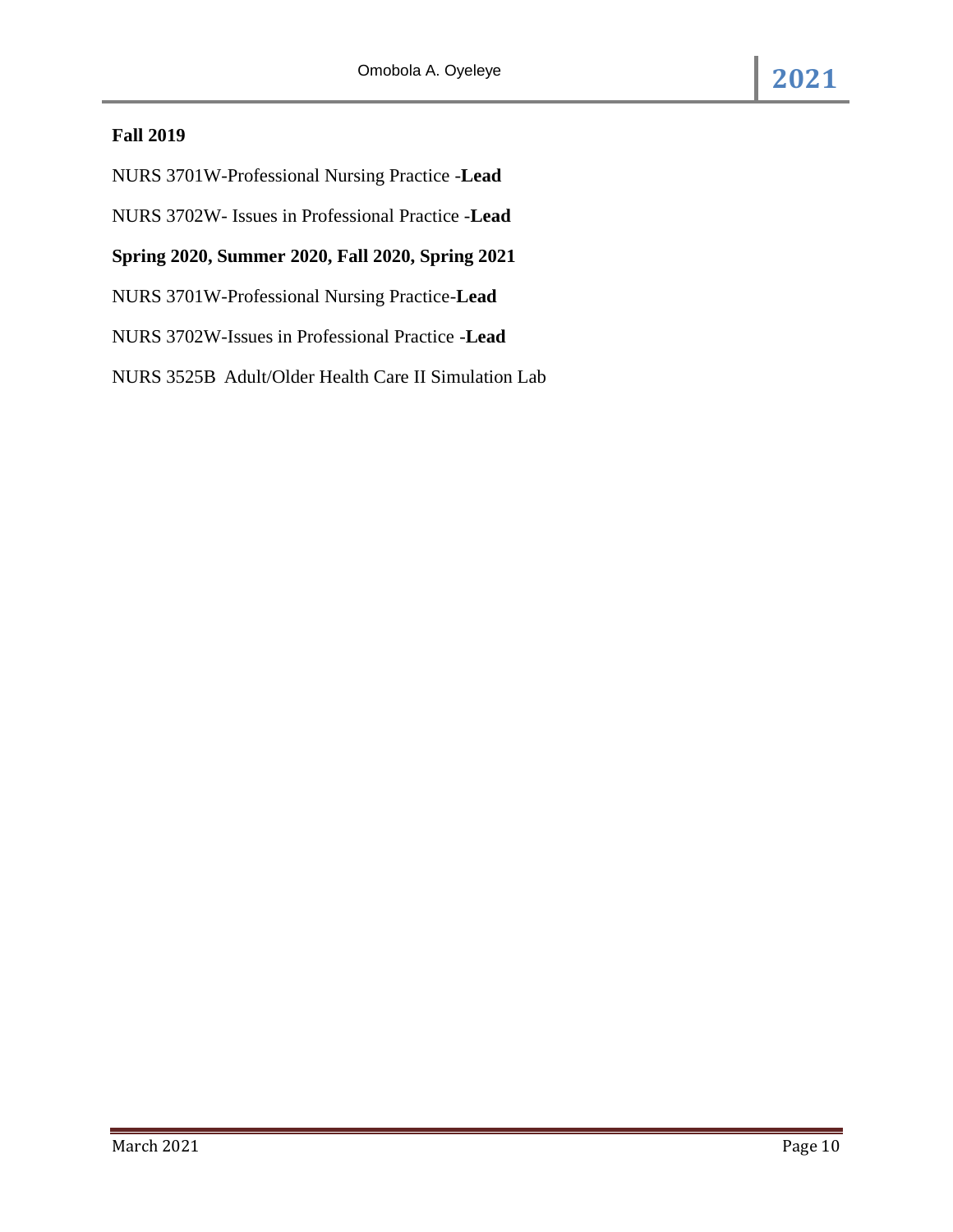**Fall 2019**

NURS 3701W-Professional Nursing Practice -**Lead**

NURS 3702W- Issues in Professional Practice -**Lead**

**Spring 2020, Summer 2020, Fall 2020, Spring 2021**

NURS 3701W-Professional Nursing Practice-**Lead**

NURS 3702W-Issues in Professional Practice -**Lead**

NURS 3525B Adult/Older Health Care II Simulation Lab